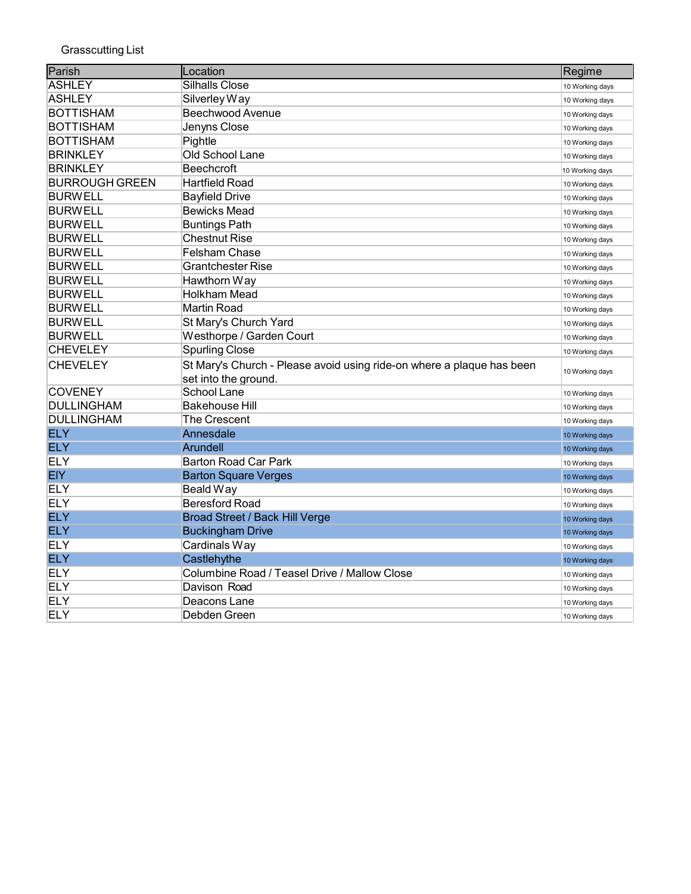Grasscutting List

| Parish | Location | Regime |
|---|---|---|
| ASHLEY | Silhalls Close | 10 Working days |
| ASHLEY | Silverley Way | 10 Working days |
| BOTTISHAM | Beechwood Avenue | 10 Working days |
| BOTTISHAM | Jenyns Close | 10 Working days |
| BOTTISHAM | Pightle | 10 Working days |
| BRINKLEY | Old School Lane | 10 Working days |
| BRINKLEY | Beechcroft | 10 Working days |
| BURROUGH GREEN | Hartfield Road | 10 Working days |
| BURWELL | Bayfield Drive | 10 Working days |
| BURWELL | Bewicks Mead | 10 Working days |
| BURWELL | Buntings Path | 10 Working days |
| BURWELL | Chestnut Rise | 10 Working days |
| BURWELL | Felsham Chase | 10 Working days |
| BURWELL | Grantchester Rise | 10 Working days |
| BURWELL | Hawthorn Way | 10 Working days |
| BURWELL | Holkham Mead | 10 Working days |
| BURWELL | Martin Road | 10 Working days |
| BURWELL | St Mary's Church Yard | 10 Working days |
| BURWELL | Westhorpe / Garden Court | 10 Working days |
| CHEVELEY | Spurling Close | 10 Working days |
| CHEVELEY | St Mary's Church - Please avoid using ride-on where a plaque has been set into the ground. | 10 Working days |
| COVENEY | School Lane | 10 Working days |
| DULLINGHAM | Bakehouse Hill | 10 Working days |
| DULLINGHAM | The Crescent | 10 Working days |
| ELY | Annesdale | 10 Working days |
| ELY | Arundell | 10 Working days |
| ELY | Barton Road Car Park | 10 Working days |
| EIY | Barton Square Verges | 10 Working days |
| ELY | Beald Way | 10 Working days |
| ELY | Beresford Road | 10 Working days |
| ELY | Broad Street / Back Hill Verge | 10 Working days |
| ELY | Buckingham Drive | 10 Working days |
| ELY | Cardinals Way | 10 Working days |
| ELY | Castlehythe | 10 Working days |
| ELY | Columbine Road / Teasel Drive / Mallow Close | 10 Working days |
| ELY | Davison Road | 10 Working days |
| ELY | Deacons Lane | 10 Working days |
| ELY | Debden Green | 10 Working days |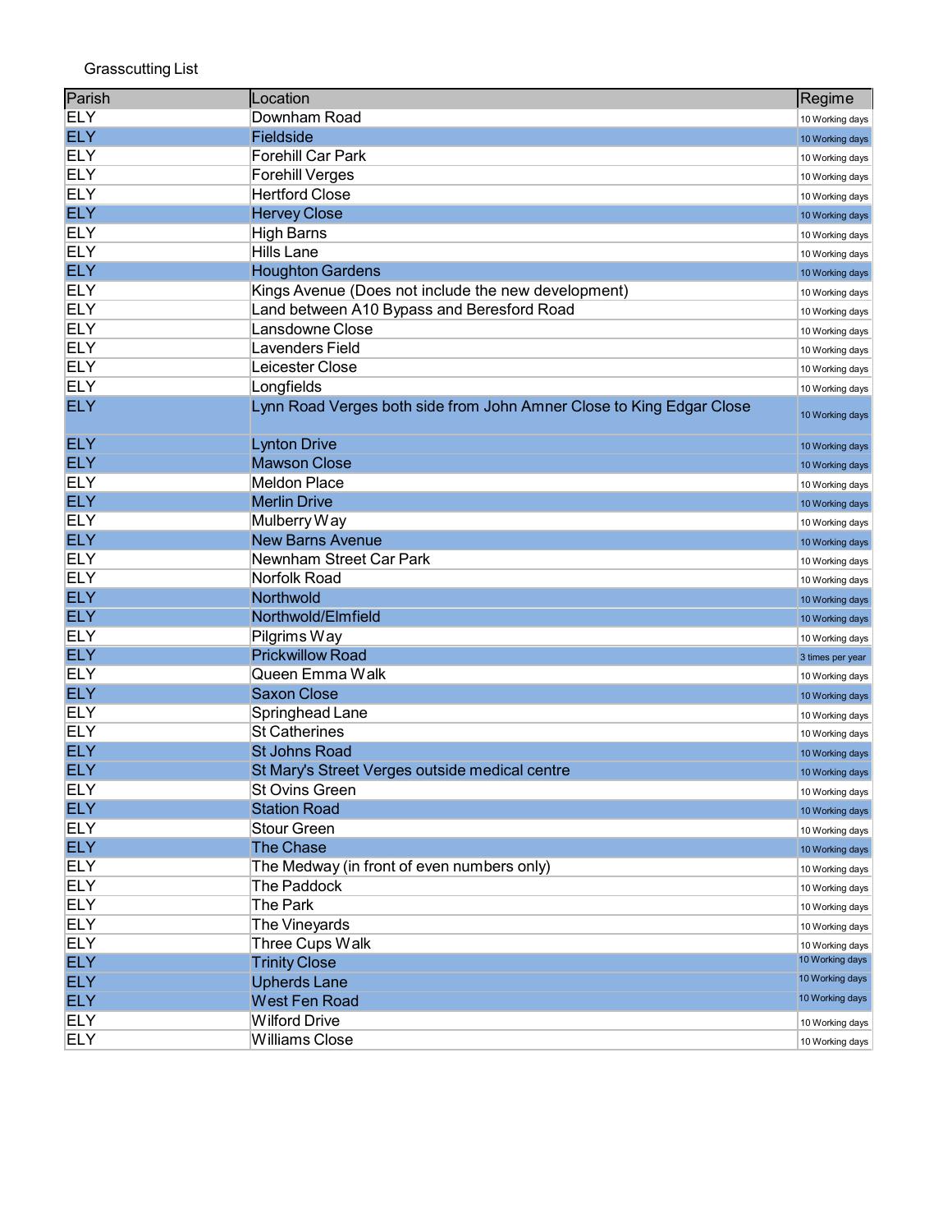Grasscutting List

| Parish | Location | Regime |
|---|---|---|
| ELY | Downham Road | 10 Working days |
| ELY | Fieldside | 10 Working days |
| ELY | Forehill Car Park | 10 Working days |
| ELY | Forehill Verges | 10 Working days |
| ELY | Hertford Close | 10 Working days |
| ELY | Hervey Close | 10 Working days |
| ELY | High Barns | 10 Working days |
| ELY | Hills Lane | 10 Working days |
| ELY | Houghton Gardens | 10 Working days |
| ELY | Kings Avenue (Does not include the new development) | 10 Working days |
| ELY | Land between A10 Bypass and Beresford Road | 10 Working days |
| ELY | Lansdowne Close | 10 Working days |
| ELY | Lavenders Field | 10 Working days |
| ELY | Leicester Close | 10 Working days |
| ELY | Longfields | 10 Working days |
| ELY | Lynn Road Verges both side from John Amner Close to King Edgar Close | 10 Working days |
| ELY | Lynton Drive | 10 Working days |
| ELY | Mawson Close | 10 Working days |
| ELY | Meldon Place | 10 Working days |
| ELY | Merlin Drive | 10 Working days |
| ELY | Mulberry Way | 10 Working days |
| ELY | New Barns Avenue | 10 Working days |
| ELY | Newnham Street Car Park | 10 Working days |
| ELY | Norfolk Road | 10 Working days |
| ELY | Northwold | 10 Working days |
| ELY | Northwold/Elmfield | 10 Working days |
| ELY | Pilgrims Way | 10 Working days |
| ELY | Prickwillow Road | 3 times per year |
| ELY | Queen Emma Walk | 10 Working days |
| ELY | Saxon Close | 10 Working days |
| ELY | Springhead Lane | 10 Working days |
| ELY | St Catherines | 10 Working days |
| ELY | St Johns Road | 10 Working days |
| ELY | St Mary's Street Verges outside medical centre | 10 Working days |
| ELY | St Ovins Green | 10 Working days |
| ELY | Station Road | 10 Working days |
| ELY | Stour Green | 10 Working days |
| ELY | The Chase | 10 Working days |
| ELY | The Medway (in front of even numbers only) | 10 Working days |
| ELY | The Paddock | 10 Working days |
| ELY | The Park | 10 Working days |
| ELY | The Vineyards | 10 Working days |
| ELY | Three Cups Walk | 10 Working days |
| ELY | Trinity Close | 10 Working days |
| ELY | Upherds Lane | 10 Working days |
| ELY | West Fen Road | 10 Working days |
| ELY | Wilford Drive | 10 Working days |
| ELY | Williams Close | 10 Working days |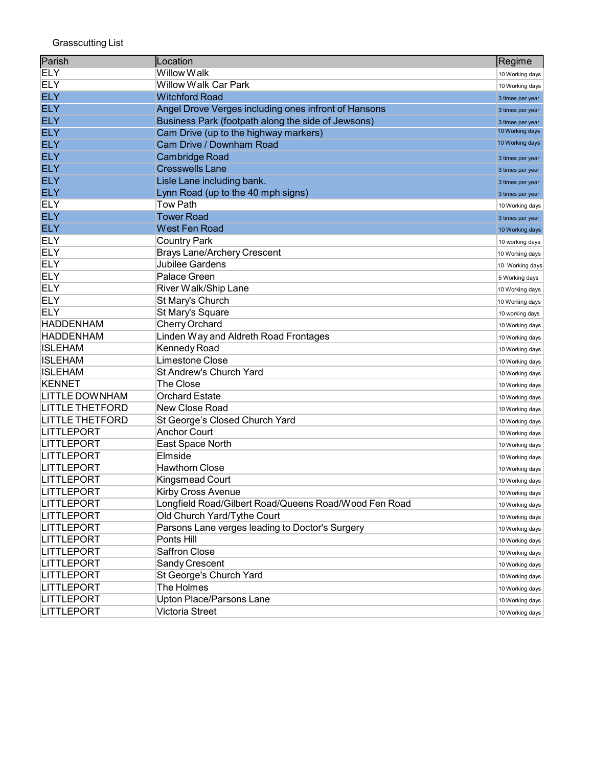Grasscutting List

| Parish | Location | Regime |
|---|---|---|
| ELY | Willow Walk | 10 Working days |
| ELY | Willow Walk Car Park | 10 Working days |
| ELY | Witchford Road | 3 times per year |
| ELY | Angel Drove Verges including ones infront of Hansons | 3 times per year |
| ELY | Business Park (footpath along the side of Jewsons) | 3 times per year |
| ELY | Cam Drive (up to the highway markers) | 10 Working days |
| ELY | Cam Drive / Downham Road | 10 Working days |
| ELY | Cambridge Road | 3 times per year |
| ELY | Cresswells Lane | 3 times per year |
| ELY | Lisle Lane including bank. | 3 times per year |
| ELY | Lynn Road (up to the 40 mph signs) | 3 times per year |
| ELY | Tow Path | 10 Working days |
| ELY | Tower Road | 3 times per year |
| ELY | West Fen Road | 10 Working days |
| ELY | Country Park | 10 working days |
| ELY | Brays Lane/Archery Crescent | 10 Working days |
| ELY | Jubilee Gardens | 10 Working days |
| ELY | Palace Green | 5 Working days |
| ELY | River Walk/Ship Lane | 10 Working days |
| ELY | St Mary's Church | 10 Working days |
| ELY | St Mary's Square | 10 working days |
| HADDENHAM | Cherry Orchard | 10 Working days |
| HADDENHAM | Linden Way and Aldreth Road Frontages | 10 Working days |
| ISLEHAM | Kennedy Road | 10 Working days |
| ISLEHAM | Limestone Close | 10 Working days |
| ISLEHAM | St Andrew's Church Yard | 10 Working days |
| KENNET | The Close | 10 Working days |
| LITTLE DOWNHAM | Orchard Estate | 10 Working days |
| LITTLE THETFORD | New Close Road | 10 Working days |
| LITTLE THETFORD | St George's Closed Church Yard | 10 Working days |
| LITTLEPORT | Anchor Court | 10 Working days |
| LITTLEPORT | East Space North | 10 Working days |
| LITTLEPORT | Elmside | 10 Working days |
| LITTLEPORT | Hawthorn Close | 10 Working days |
| LITTLEPORT | Kingsmead Court | 10 Working days |
| LITTLEPORT | Kirby Cross Avenue | 10 Working days |
| LITTLEPORT | Longfield Road/Gilbert Road/Queens Road/Wood Fen Road | 10 Working days |
| LITTLEPORT | Old Church Yard/Tythe Court | 10 Working days |
| LITTLEPORT | Parsons Lane verges leading to Doctor's Surgery | 10 Working days |
| LITTLEPORT | Ponts Hill | 10 Working days |
| LITTLEPORT | Saffron Close | 10 Working days |
| LITTLEPORT | Sandy Crescent | 10 Working days |
| LITTLEPORT | St George's Church Yard | 10 Working days |
| LITTLEPORT | The Holmes | 10 Working days |
| LITTLEPORT | Upton Place/Parsons Lane | 10 Working days |
| LITTLEPORT | Victoria Street | 10 Working days |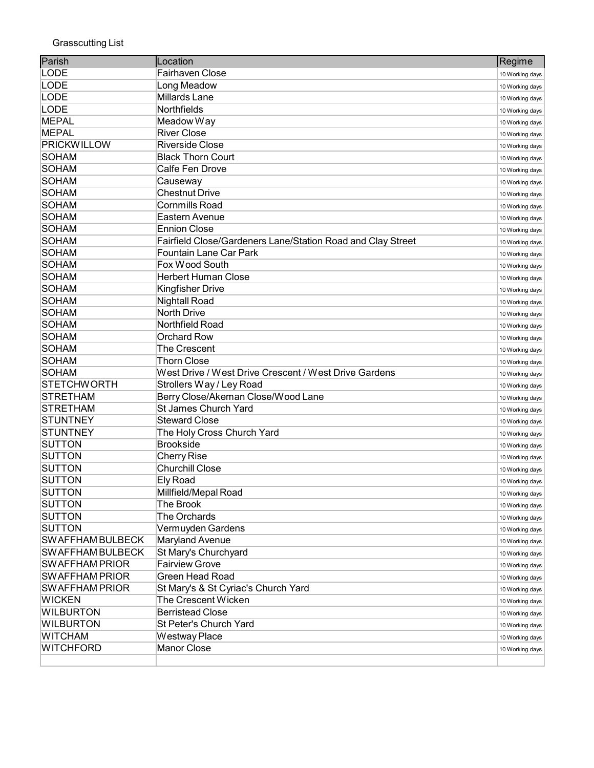Grasscutting List

| Parish | Location | Regime |
|---|---|---|
| LODE | Fairhaven Close | 10 Working days |
| LODE | Long Meadow | 10 Working days |
| LODE | Millards Lane | 10 Working days |
| LODE | Northfields | 10 Working days |
| MEPAL | Meadow Way | 10 Working days |
| MEPAL | River Close | 10 Working days |
| PRICKWILLOW | Riverside Close | 10 Working days |
| SOHAM | Black Thorn Court | 10 Working days |
| SOHAM | Calfe Fen Drove | 10 Working days |
| SOHAM | Causeway | 10 Working days |
| SOHAM | Chestnut Drive | 10 Working days |
| SOHAM | Cornmills Road | 10 Working days |
| SOHAM | Eastern Avenue | 10 Working days |
| SOHAM | Ennion Close | 10 Working days |
| SOHAM | Fairfield Close/Gardeners Lane/Station Road and Clay Street | 10 Working days |
| SOHAM | Fountain Lane Car Park | 10 Working days |
| SOHAM | Fox Wood South | 10 Working days |
| SOHAM | Herbert Human Close | 10 Working days |
| SOHAM | Kingfisher Drive | 10 Working days |
| SOHAM | Nightall Road | 10 Working days |
| SOHAM | North Drive | 10 Working days |
| SOHAM | Northfield Road | 10 Working days |
| SOHAM | Orchard Row | 10 Working days |
| SOHAM | The Crescent | 10 Working days |
| SOHAM | Thorn Close | 10 Working days |
| SOHAM | West Drive / West Drive Crescent / West Drive Gardens | 10 Working days |
| STETCHWORTH | Strollers Way / Ley Road | 10 Working days |
| STRETHAM | Berry Close/Akeman Close/Wood Lane | 10 Working days |
| STRETHAM | St James Church Yard | 10 Working days |
| STUNTNEY | Steward Close | 10 Working days |
| STUNTNEY | The Holy Cross Church Yard | 10 Working days |
| SUTTON | Brookside | 10 Working days |
| SUTTON | Cherry Rise | 10 Working days |
| SUTTON | Churchill Close | 10 Working days |
| SUTTON | Ely Road | 10 Working days |
| SUTTON | Millfield/Mepal Road | 10 Working days |
| SUTTON | The Brook | 10 Working days |
| SUTTON | The Orchards | 10 Working days |
| SUTTON | Vermuyden Gardens | 10 Working days |
| SWAFFHAM BULBECK | Maryland Avenue | 10 Working days |
| SWAFFHAM BULBECK | St Mary's Churchyard | 10 Working days |
| SWAFFHAM PRIOR | Fairview Grove | 10 Working days |
| SWAFFHAM PRIOR | Green Head Road | 10 Working days |
| SWAFFHAM PRIOR | St Mary's & St Cyriac's Church Yard | 10 Working days |
| WICKEN | The Crescent Wicken | 10 Working days |
| WILBURTON | Berristead Close | 10 Working days |
| WILBURTON | St Peter's Church Yard | 10 Working days |
| WITCHAM | Westway Place | 10 Working days |
| WITCHFORD | Manor Close | 10 Working days |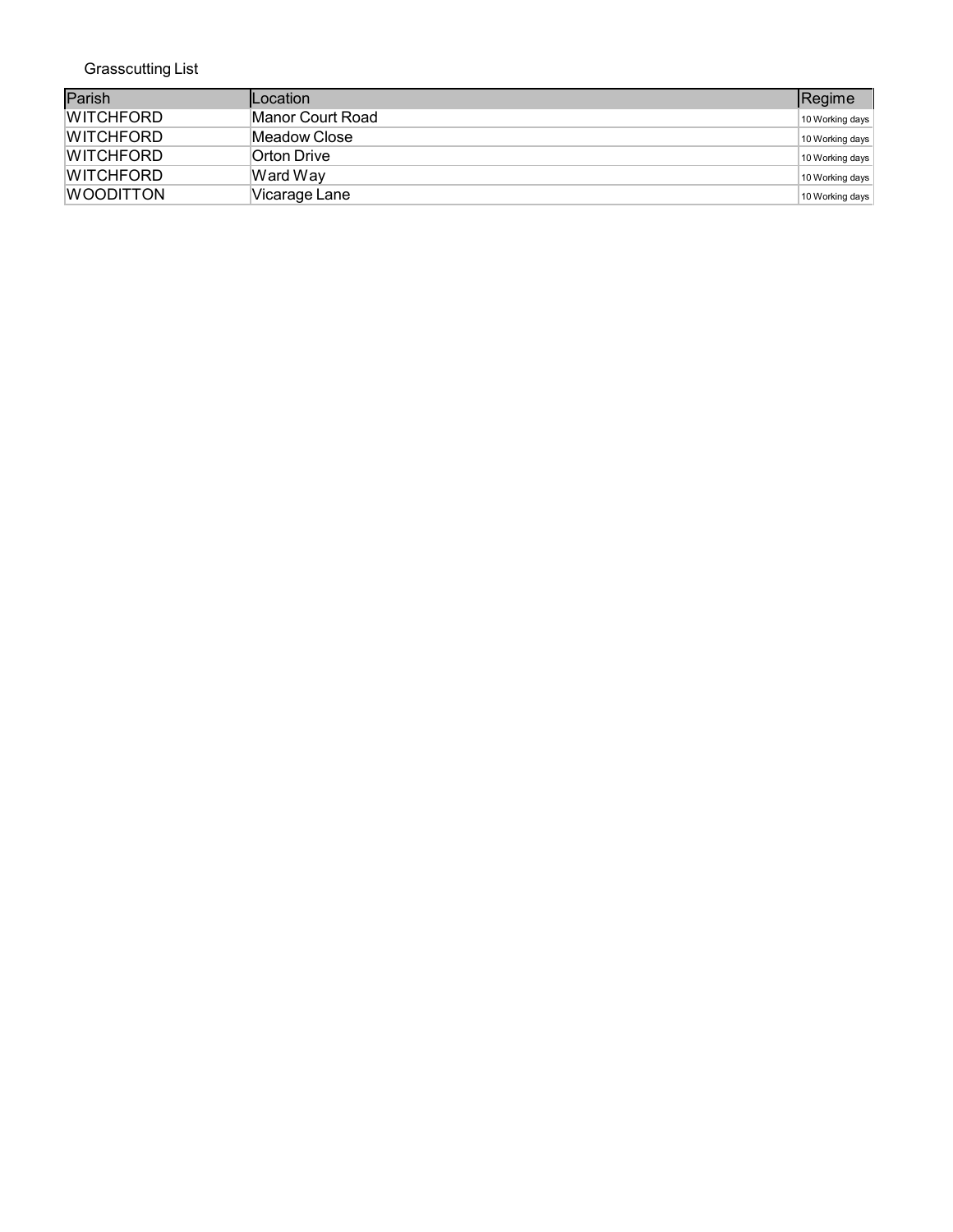Grasscutting List

| Parish | Location | Regime |
|---|---|---|
| WITCHFORD | Manor Court Road | 10 Working days |
| WITCHFORD | Meadow Close | 10 Working days |
| WITCHFORD | Orton Drive | 10 Working days |
| WITCHFORD | Ward Way | 10 Working days |
| WOODITTON | Vicarage Lane | 10 Working days |